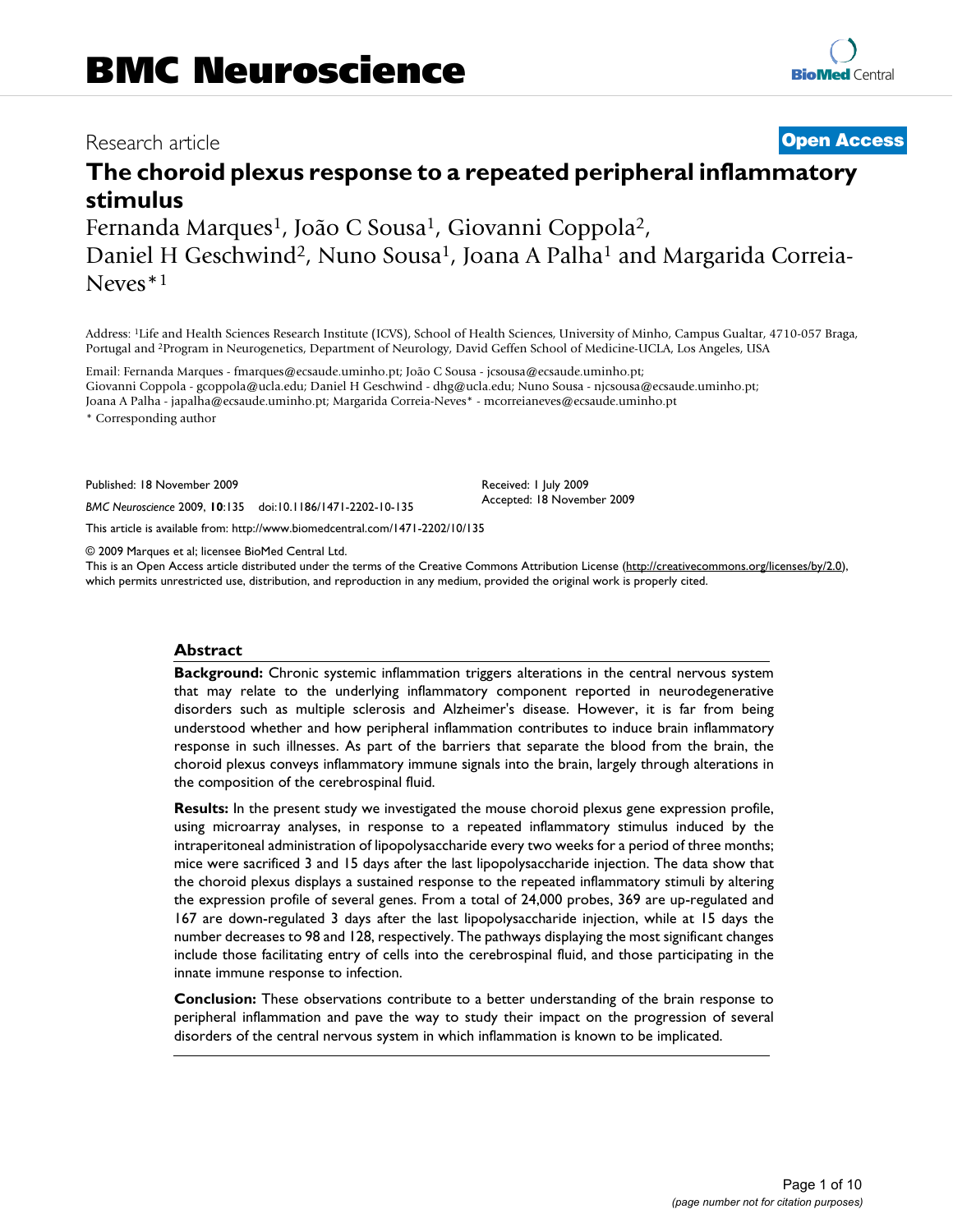BMC Neuroscience

Research article

**Open Access**

# The choroid plexus response to a repeated peripheral inflammatory stimulus

Fernanda Marques[1], João C Sousa[1], Giovanni Coppola[2], Daniel H Geschwind[2], Nuno Sousa[1], Joana A Palha[1] and Margarida Correia-Neves*[1]

Address: [1]Life and Health Sciences Research Institute (ICVS), School of Health Sciences, University of Minho, Campus Gualtar, 4710-057 Braga, Portugal and [2]Program in Neurogenetics, Department of Neurology, David Geffen School of Medicine-UCLA, Los Angeles, USA

Email: Fernanda Marques - fmarques@ecsaude.uminho.pt; João C Sousa - jcsousa@ecsaude.uminho.pt; Giovanni Coppola - gcoppola@ucla.edu; Daniel H Geschwind - dhg@ucla.edu; Nuno Sousa - njcsousa@ecsaude.uminho.pt; Joana A Palha - japalha@ecsaude.uminho.pt; Margarida Correia-Neves* - mcorreianeves@ecsaude.uminho.pt

\* Corresponding author

Published: 18 November 2009

*BMC Neuroscience* 2009, **10**:135 doi:10.1186/1471-2202-10-135

Received: 1 July 2009
Accepted: 18 November 2009

This article is available from: http://www.biomedcentral.com/1471-2202/10/135

© 2009 Marques et al; licensee BioMed Central Ltd.
This is an Open Access article distributed under the terms of the Creative Commons Attribution License (http://creativecommons.org/licenses/by/2.0), which permits unrestricted use, distribution, and reproduction in any medium, provided the original work is properly cited.

## Abstract

**Background:** Chronic systemic inflammation triggers alterations in the central nervous system that may relate to the underlying inflammatory component reported in neurodegenerative disorders such as multiple sclerosis and Alzheimer's disease. However, it is far from being understood whether and how peripheral inflammation contributes to induce brain inflammatory response in such illnesses. As part of the barriers that separate the blood from the brain, the choroid plexus conveys inflammatory immune signals into the brain, largely through alterations in the composition of the cerebrospinal fluid.

**Results:** In the present study we investigated the mouse choroid plexus gene expression profile, using microarray analyses, in response to a repeated inflammatory stimulus induced by the intraperitoneal administration of lipopolysaccharide every two weeks for a period of three months; mice were sacrificed 3 and 15 days after the last lipopolysaccharide injection. The data show that the choroid plexus displays a sustained response to the repeated inflammatory stimuli by altering the expression profile of several genes. From a total of 24,000 probes, 369 are up-regulated and 167 are down-regulated 3 days after the last lipopolysaccharide injection, while at 15 days the number decreases to 98 and 128, respectively. The pathways displaying the most significant changes include those facilitating entry of cells into the cerebrospinal fluid, and those participating in the innate immune response to infection.

**Conclusion:** These observations contribute to a better understanding of the brain response to peripheral inflammation and pave the way to study their impact on the progression of several disorders of the central nervous system in which inflammation is known to be implicated.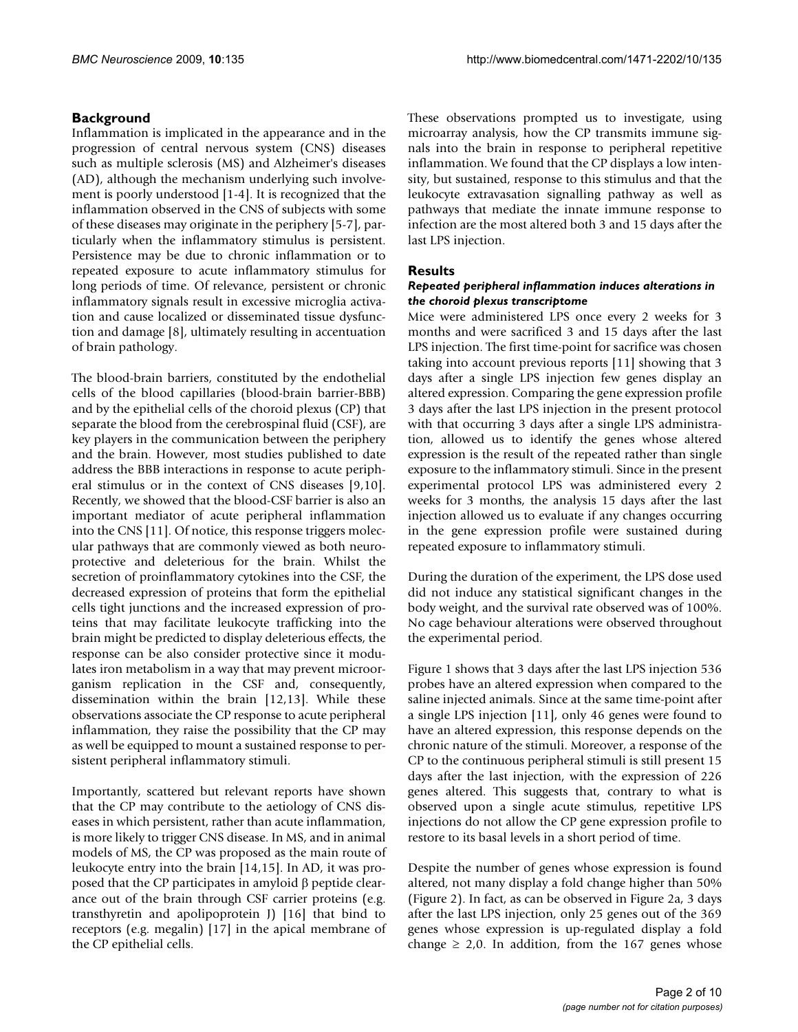## Background

Inflammation is implicated in the appearance and in the progression of central nervous system (CNS) diseases such as multiple sclerosis (MS) and Alzheimer's diseases (AD), although the mechanism underlying such involvement is poorly understood [1-4]. It is recognized that the inflammation observed in the CNS of subjects with some of these diseases may originate in the periphery [5-7], particularly when the inflammatory stimulus is persistent. Persistence may be due to chronic inflammation or to repeated exposure to acute inflammatory stimulus for long periods of time. Of relevance, persistent or chronic inflammatory signals result in excessive microglia activation and cause localized or disseminated tissue dysfunction and damage [8], ultimately resulting in accentuation of brain pathology.

The blood-brain barriers, constituted by the endothelial cells of the blood capillaries (blood-brain barrier-BBB) and by the epithelial cells of the choroid plexus (CP) that separate the blood from the cerebrospinal fluid (CSF), are key players in the communication between the periphery and the brain. However, most studies published to date address the BBB interactions in response to acute peripheral stimulus or in the context of CNS diseases [9,10]. Recently, we showed that the blood-CSF barrier is also an important mediator of acute peripheral inflammation into the CNS [11]. Of notice, this response triggers molecular pathways that are commonly viewed as both neuroprotective and deleterious for the brain. Whilst the secretion of proinflammatory cytokines into the CSF, the decreased expression of proteins that form the epithelial cells tight junctions and the increased expression of proteins that may facilitate leukocyte trafficking into the brain might be predicted to display deleterious effects, the response can be also consider protective since it modulates iron metabolism in a way that may prevent microorganism replication in the CSF and, consequently, dissemination within the brain [12,13]. While these observations associate the CP response to acute peripheral inflammation, they raise the possibility that the CP may as well be equipped to mount a sustained response to persistent peripheral inflammatory stimuli.

Importantly, scattered but relevant reports have shown that the CP may contribute to the aetiology of CNS diseases in which persistent, rather than acute inflammation, is more likely to trigger CNS disease. In MS, and in animal models of MS, the CP was proposed as the main route of leukocyte entry into the brain [14,15]. In AD, it was proposed that the CP participates in amyloid β peptide clearance out of the brain through CSF carrier proteins (e.g. transthyretin and apolipoprotein J) [16] that bind to receptors (e.g. megalin) [17] in the apical membrane of the CP epithelial cells.

These observations prompted us to investigate, using microarray analysis, how the CP transmits immune signals into the brain in response to peripheral repetitive inflammation. We found that the CP displays a low intensity, but sustained, response to this stimulus and that the leukocyte extravasation signalling pathway as well as pathways that mediate the innate immune response to infection are the most altered both 3 and 15 days after the last LPS injection.

## Results

### *Repeated peripheral inflammation induces alterations in the choroid plexus transcriptome*

Mice were administered LPS once every 2 weeks for 3 months and were sacrificed 3 and 15 days after the last LPS injection. The first time-point for sacrifice was chosen taking into account previous reports [11] showing that 3 days after a single LPS injection few genes display an altered expression. Comparing the gene expression profile 3 days after the last LPS injection in the present protocol with that occurring 3 days after a single LPS administration, allowed us to identify the genes whose altered expression is the result of the repeated rather than single exposure to the inflammatory stimuli. Since in the present experimental protocol LPS was administered every 2 weeks for 3 months, the analysis 15 days after the last injection allowed us to evaluate if any changes occurring in the gene expression profile were sustained during repeated exposure to inflammatory stimuli.

During the duration of the experiment, the LPS dose used did not induce any statistical significant changes in the body weight, and the survival rate observed was of 100%. No cage behaviour alterations were observed throughout the experimental period.

Figure 1 shows that 3 days after the last LPS injection 536 probes have an altered expression when compared to the saline injected animals. Since at the same time-point after a single LPS injection [11], only 46 genes were found to have an altered expression, this response depends on the chronic nature of the stimuli. Moreover, a response of the CP to the continuous peripheral stimuli is still present 15 days after the last injection, with the expression of 226 genes altered. This suggests that, contrary to what is observed upon a single acute stimulus, repetitive LPS injections do not allow the CP gene expression profile to restore to its basal levels in a short period of time.

Despite the number of genes whose expression is found altered, not many display a fold change higher than 50% (Figure 2). In fact, as can be observed in Figure 2a, 3 days after the last LPS injection, only 25 genes out of the 369 genes whose expression is up-regulated display a fold change ≥ 2,0. In addition, from the 167 genes whose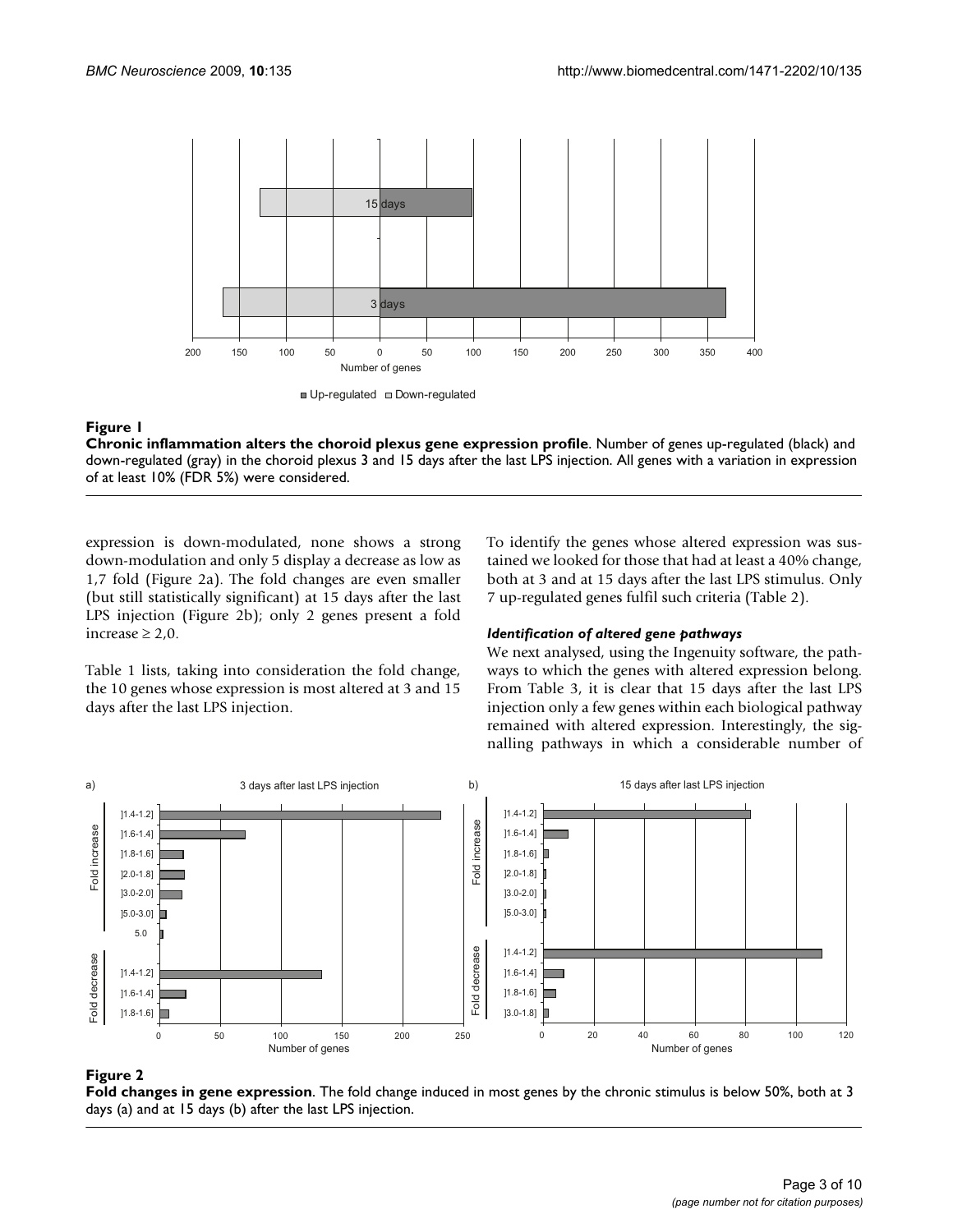**Figure 1**

**Chronic inflammation alters the choroid plexus gene expression profile**. Number of genes up-regulated (black) and down-regulated (gray) in the choroid plexus 3 and 15 days after the last LPS injection. All genes with a variation in expression of at least 10% (FDR 5%) were considered.

expression is down-modulated, none shows a strong down-modulation and only 5 display a decrease as low as 1,7 fold (Figure 2a). The fold changes are even smaller (but still statistically significant) at 15 days after the last LPS injection (Figure 2b); only 2 genes present a fold increase ≥ 2,0.

Table 1 lists, taking into consideration the fold change, the 10 genes whose expression is most altered at 3 and 15 days after the last LPS injection.

To identify the genes whose altered expression was sustained we looked for those that had at least a 40% change, both at 3 and at 15 days after the last LPS stimulus. Only 7 up-regulated genes fulfil such criteria (Table 2).

### *Identification of altered gene pathways*

We next analysed, using the Ingenuity software, the pathways to which the genes with altered expression belong. From Table 3, it is clear that 15 days after the last LPS injection only a few genes within each biological pathway remained with altered expression. Interestingly, the signalling pathways in which a considerable number of

**Figure 2**

**Fold changes in gene expression**. The fold change induced in most genes by the chronic stimulus is below 50%, both at 3 days (a) and at 15 days (b) after the last LPS injection.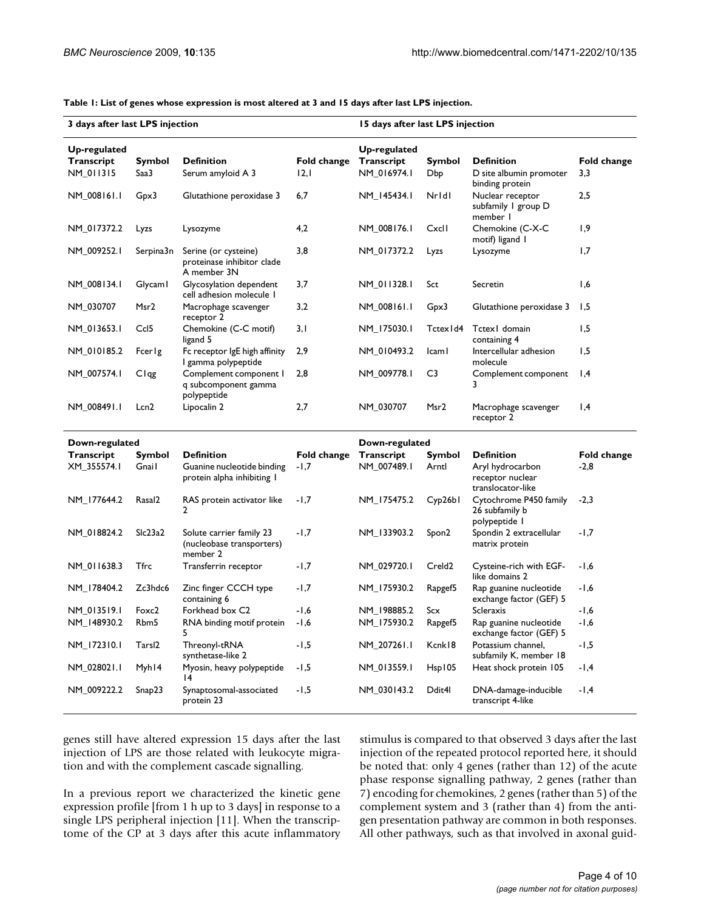**Table 1: List of genes whose expression is most altered at 3 and 15 days after last LPS injection.**

| 3 days after last LPS injection | | | | 15 days after last LPS injection | | | |
|---|---|---|---|---|---|---|---|
| **Up-regulated** | | | | **Up-regulated** | | | |
| **Transcript** | **Symbol** | **Definition** | **Fold change** | **Transcript** | **Symbol** | **Definition** | **Fold change** |
| NM_011315 | Saa3 | Serum amyloid A 3 | 12,1 | NM_016974.1 | Dbp | D site albumin promoter binding protein | 3,3 |
| NM_008161.1 | Gpx3 | Glutathione peroxidase 3 | 6,7 | NM_145434.1 | Nr1d1 | Nuclear receptor subfamily 1 group D member 1 | 2,5 |
| NM_017372.2 | Lyzs | Lysozyme | 4,2 | NM_008176.1 | Cxcl1 | Chemokine (C-X-C motif) ligand 1 | 1,9 |
| NM_009252.1 | Serpina3n | Serine (or cysteine) proteinase inhibitor clade A member 3N | 3,8 | NM_017372.2 | Lyzs | Lysozyme | 1,7 |
| NM_008134.1 | Glycam1 | Glycosylation dependent cell adhesion molecule 1 | 3,7 | NM_011328.1 | Sct | Secretin | 1,6 |
| NM_030707 | Msr2 | Macrophage scavenger receptor 2 | 3,2 | NM_008161.1 | Gpx3 | Glutathione peroxidase 3 | 1,5 |
| NM_013653.1 | Ccl5 | Chemokine (C-C motif) ligand 5 | 3,1 | NM_175030.1 | Tctex1d4 | Tctex1 domain containing 4 | 1,5 |
| NM_010185.2 | Fcer1g | Fc receptor IgE high affinity I gamma polypeptide | 2,9 | NM_010493.2 | Icam1 | Intercellular adhesion molecule | 1,5 |
| NM_007574.1 | C1qg | Complement component 1 q subcomponent gamma polypeptide | 2,8 | NM_009778.1 | C3 | Complement component 3 | 1,4 |
| NM_008491.1 | Lcn2 | Lipocalin 2 | 2,7 | NM_030707 | Msr2 | Macrophage scavenger receptor 2 | 1,4 |
| **Down-regulated** | | | | **Down-regulated** | | | |
| **Transcript** | **Symbol** | **Definition** | **Fold change** | **Transcript** | **Symbol** | **Definition** | **Fold change** |
| XM_355574.1 | Gnai1 | Guanine nucleotide binding protein alpha inhibiting 1 | -1,7 | NM_007489.1 | Arntl | Aryl hydrocarbon receptor nuclear translocator-like | -2,8 |
| NM_177644.2 | Rasal2 | RAS protein activator like 2 | -1,7 | NM_175475.2 | Cyp26b1 | Cytochrome P450 family 26 subfamily b polypeptide 1 | -2,3 |
| NM_018824.2 | Slc23a2 | Solute carrier family 23 (nucleobase transporters) member 2 | -1,7 | NM_133903.2 | Spon2 | Spondin 2 extracellular matrix protein | -1,7 |
| NM_011638.3 | Tfrc | Transferrin receptor | -1,7 | NM_029720.1 | Creld2 | Cysteine-rich with EGF-like domains 2 | -1,6 |
| NM_178404.2 | Zc3hdc6 | Zinc finger CCCH type containing 6 | -1,7 | NM_175930.2 | Rapgef5 | Rap guanine nucleotide exchange factor (GEF) 5 | -1,6 |
| NM_013519.1 | Foxc2 | Forkhead box C2 | -1,6 | NM_198885.2 | Scx | Scleraxis | -1,6 |
| NM_148930.2 | Rbm5 | RNA binding motif protein 5 | -1,6 | NM_175930.2 | Rapgef5 | Rap guanine nucleotide exchange factor (GEF) 5 | -1,6 |
| NM_172310.1 | Tarsl2 | Threonyl-tRNA synthetase-like 2 | -1,5 | NM_207261.1 | Kcnk18 | Potassium channel, subfamily K, member 18 | -1,5 |
| NM_028021.1 | Myh14 | Myosin, heavy polypeptide 14 | -1,5 | NM_013559.1 | Hsp105 | Heat shock protein 105 | -1,4 |
| NM_009222.2 | Snap23 | Synaptosomal-associated protein 23 | -1,5 | NM_030143.2 | Ddit4l | DNA-damage-inducible transcript 4-like | -1,4 |

genes still have altered expression 15 days after the last injection of LPS are those related with leukocyte migration and with the complement cascade signalling.

In a previous report we characterized the kinetic gene expression profile [from 1 h up to 3 days] in response to a single LPS peripheral injection [11]. When the transcriptome of the CP at 3 days after this acute inflammatory stimulus is compared to that observed 3 days after the last injection of the repeated protocol reported here, it should be noted that: only 4 genes (rather than 12) of the acute phase response signalling pathway, 2 genes (rather than 7) encoding for chemokines, 2 genes (rather than 5) of the complement system and 3 (rather than 4) from the antigen presentation pathway are common in both responses. All other pathways, such as that involved in axonal guid-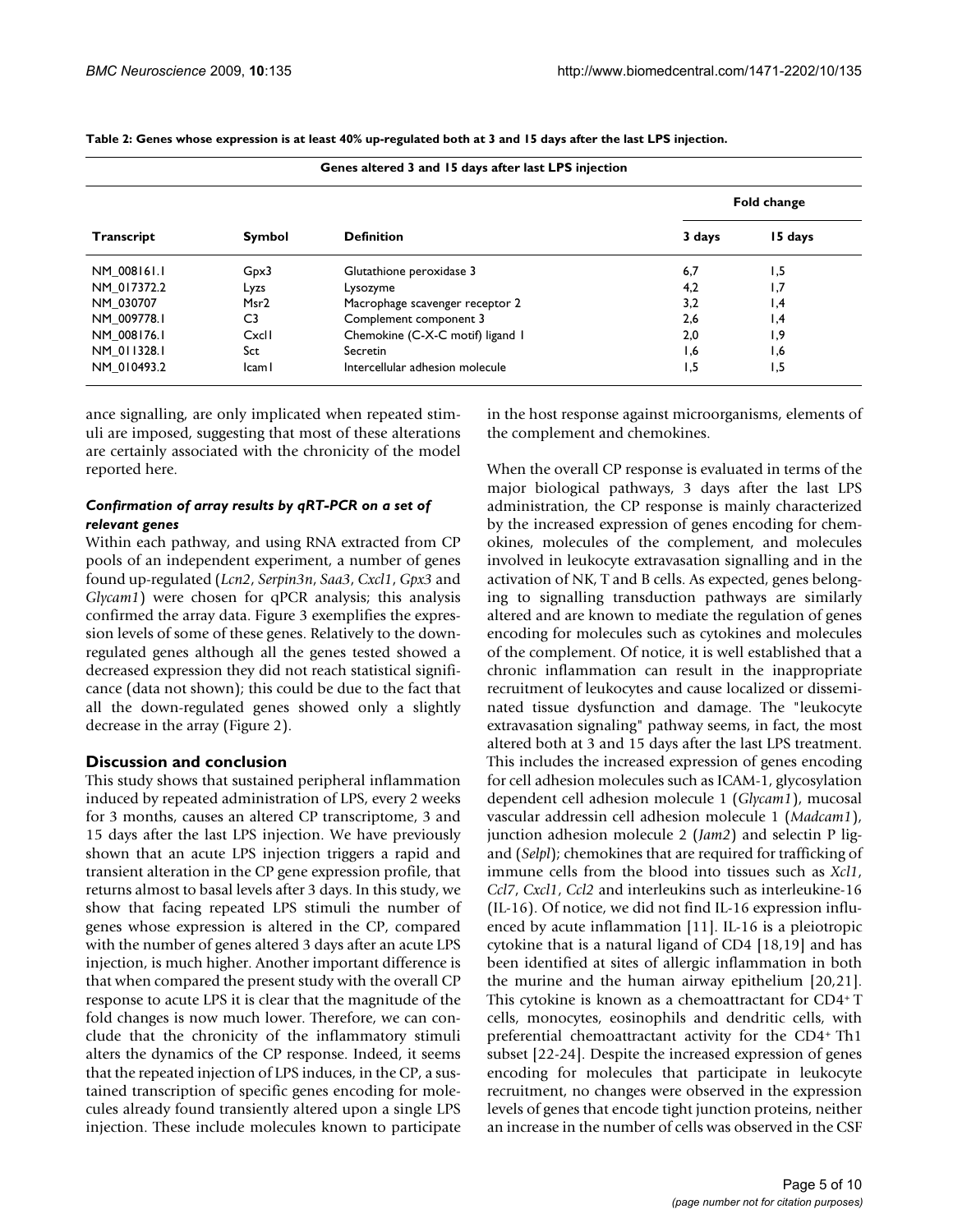**Table 2: Genes whose expression is at least 40% up-regulated both at 3 and 15 days after the last LPS injection.**

| Genes altered 3 and 15 days after last LPS injection | | | | |
|---|---|---|---|---|
| | | | Fold change | |
| **Transcript** | **Symbol** | **Definition** | **3 days** | **15 days** |
| NM_008161.1 | Gpx3 | Glutathione peroxidase 3 | 6,7 | 1,5 |
| NM_017372.2 | Lyzs | Lysozyme | 4,2 | 1,7 |
| NM_030707 | Msr2 | Macrophage scavenger receptor 2 | 3,2 | 1,4 |
| NM_009778.1 | C3 | Complement component 3 | 2,6 | 1,4 |
| NM_008176.1 | Cxcl1 | Chemokine (C-X-C motif) ligand 1 | 2,0 | 1,9 |
| NM_011328.1 | Sct | Secretin | 1,6 | 1,6 |
| NM_010493.2 | Icam1 | Intercellular adhesion molecule | 1,5 | 1,5 |

ance signalling, are only implicated when repeated stimuli are imposed, suggesting that most of these alterations are certainly associated with the chronicity of the model reported here.

### *Confirmation of array results by qRT-PCR on a set of relevant genes*

Within each pathway, and using RNA extracted from CP pools of an independent experiment, a number of genes found up-regulated (*Lcn2*, *Serpin3n*, *Saa3*, *Cxcl1*, *Gpx3* and *Glycam1*) were chosen for qPCR analysis; this analysis confirmed the array data. Figure 3 exemplifies the expression levels of some of these genes. Relatively to the down-regulated genes although all the genes tested showed a decreased expression they did not reach statistical significance (data not shown); this could be due to the fact that all the down-regulated genes showed only a slightly decrease in the array (Figure 2).

## Discussion and conclusion

This study shows that sustained peripheral inflammation induced by repeated administration of LPS, every 2 weeks for 3 months, causes an altered CP transcriptome, 3 and 15 days after the last LPS injection. We have previously shown that an acute LPS injection triggers a rapid and transient alteration in the CP gene expression profile, that returns almost to basal levels after 3 days. In this study, we show that facing repeated LPS stimuli the number of genes whose expression is altered in the CP, compared with the number of genes altered 3 days after an acute LPS injection, is much higher. Another important difference is that when compared the present study with the overall CP response to acute LPS it is clear that the magnitude of the fold changes is now much lower. Therefore, we can conclude that the chronicity of the inflammatory stimuli alters the dynamics of the CP response. Indeed, it seems that the repeated injection of LPS induces, in the CP, a sustained transcription of specific genes encoding for molecules already found transiently altered upon a single LPS injection. These include molecules known to participate in the host response against microorganisms, elements of the complement and chemokines.

When the overall CP response is evaluated in terms of the major biological pathways, 3 days after the last LPS administration, the CP response is mainly characterized by the increased expression of genes encoding for chemokines, molecules of the complement, and molecules involved in leukocyte extravasation signalling and in the activation of NK, T and B cells. As expected, genes belonging to signalling transduction pathways are similarly altered and are known to mediate the regulation of genes encoding for molecules such as cytokines and molecules of the complement. Of notice, it is well established that a chronic inflammation can result in the inappropriate recruitment of leukocytes and cause localized or disseminated tissue dysfunction and damage. The "leukocyte extravasation signaling" pathway seems, in fact, the most altered both at 3 and 15 days after the last LPS treatment. This includes the increased expression of genes encoding for cell adhesion molecules such as ICAM-1, glycosylation dependent cell adhesion molecule 1 (*Glycam1*), mucosal vascular addressin cell adhesion molecule 1 (*Madcam1*), junction adhesion molecule 2 (*Jam2*) and selectin P ligand (*Selpl*); chemokines that are required for trafficking of immune cells from the blood into tissues such as *Xcl1*, *Ccl7*, *Cxcl1*, *Ccl2* and interleukins such as interleukine-16 (IL-16). Of notice, we did not find IL-16 expression influenced by acute inflammation [11]. IL-16 is a pleiotropic cytokine that is a natural ligand of CD4 [18,19] and has been identified at sites of allergic inflammation in both the murine and the human airway epithelium [20,21]. This cytokine is known as a chemoattractant for $CD4^+$ T cells, monocytes, eosinophils and dendritic cells, with preferential chemoattractant activity for the $CD4^+$ Th1 subset [22-24]. Despite the increased expression of genes encoding for molecules that participate in leukocyte recruitment, no changes were observed in the expression levels of genes that encode tight junction proteins, neither an increase in the number of cells was observed in the CSF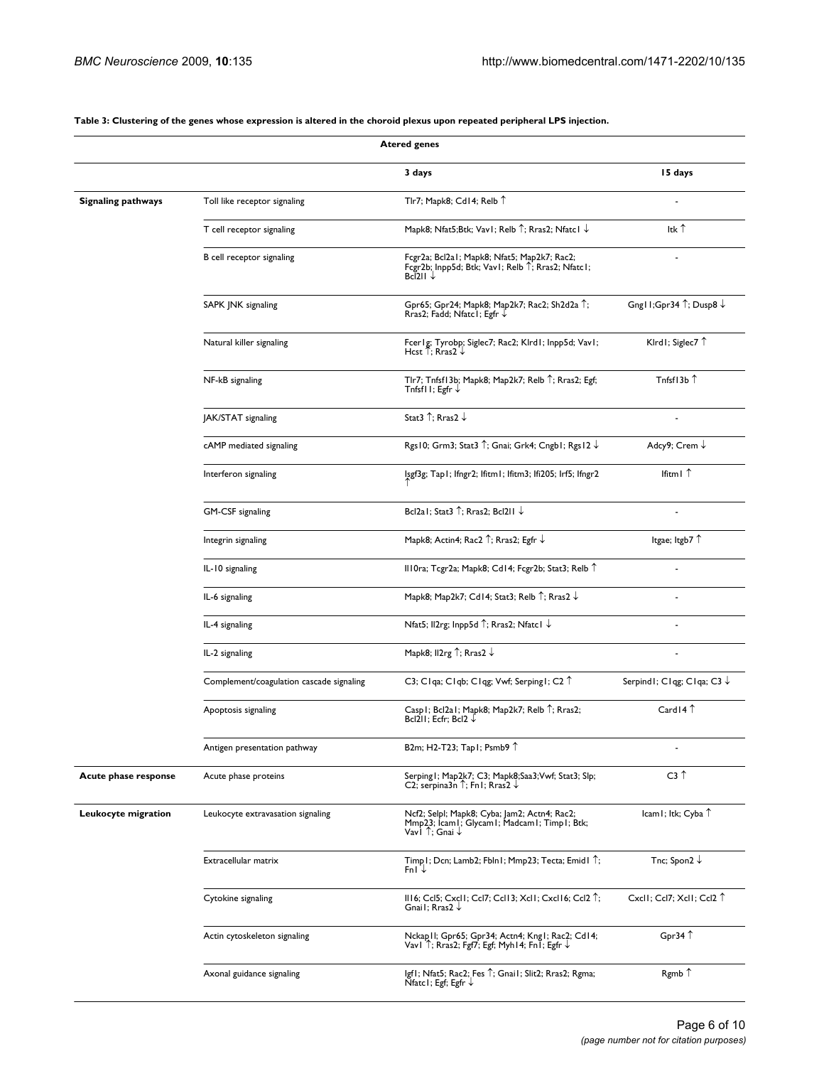**Table 3: Clustering of the genes whose expression is altered in the choroid plexus upon repeated peripheral LPS injection.**

| | | Atered genes | |
|---|---|---|---|
| | | **3 days** | **15 days** |
| **Signaling pathways** | Toll like receptor signaling | Tlr7; Mapk8; Cd14; Relb ↑ | - |
| | T cell receptor signaling | Mapk8; Nfat5;Btk; Vav1; Relb ↑; Rras2; Nfatc1 ↓ | Itk ↑ |
| | B cell receptor signaling | Fcgr2a; Bcl2a1; Mapk8; Nfat5; Map2k7; Rac2; Fcgr2b; Inpp5d; Btk; Vav1; Relb ↑; Rras2; Nfatc1; Bcl2l1 ↓ | - |
| | SAPK JNK signaling | Gpr65; Gpr24; Mapk8; Map2k7; Rac2; Sh2d2a ↑; Rras2; Fadd; Nfatc1; Egfr ↓ | Gng11;Gpr34 ↑; Dusp8 ↓ |
| | Natural killer signaling | Fcer1g; Tyrobp; Siglec7; Rac2; Klrd1; Inpp5d; Vav1; Hcst ↑; Rras2 ↓ | Klrd1; Siglec7 ↑ |
| | NF-kB signaling | Tlr7; Tnfsf13b; Mapk8; Map2k7; Relb ↑; Rras2; Egf; Tnfsf11; Egfr ↓ | Tnfsf13b ↑ |
| | JAK/STAT signaling | Stat3 ↑; Rras2 ↓ | - |
| | cAMP mediated signaling | Rgs10; Grm3; Stat3 ↑; Gnai; Grk4; Cngb1; Rgs12 ↓ | Adcy9; Crem ↓ |
| | Interferon signaling | Isgf3g; Tap1; Ifngr2; Ifitm1; Ifitm3; Ifi205; Irf5; Ifngr2 ↑ | Ifitm1 ↑ |
| | GM-CSF signaling | Bcl2a1; Stat3 ↑; Rras2; Bcl2l1 ↓ | - |
| | Integrin signaling | Mapk8; Actin4; Rac2 ↑; Rras2; Egfr ↓ | Itgae; Itgb7 ↑ |
| | IL-10 signaling | Il10ra; Tcgr2a; Mapk8; Cd14; Fcgr2b; Stat3; Relb ↑ | - |
| | IL-6 signaling | Mapk8; Map2k7; Cd14; Stat3; Relb ↑; Rras2 ↓ | - |
| | IL-4 signaling | Nfat5; Il2rg; Inpp5d ↑; Rras2; Nfatc1 ↓ | - |
| | IL-2 signaling | Mapk8; Il2rg ↑; Rras2 ↓ | - |
| | Complement/coagulation cascade signaling | C3; C1qa; C1qb; C1qg; Vwf; Serping1; C2 ↑ | Serpind1; C1qg; C1qa; C3 ↓ |
| | Apoptosis signaling | Casp1; Bcl2a1; Mapk8; Map2k7; Relb ↑; Rras2; Bcl2l1; Ecfr; Bcl2 ↓ | Card14 ↑ |
| | Antigen presentation pathway | B2m; H2-T23; Tap1; Psmb9 ↑ | - |
| **Acute phase response** | Acute phase proteins | Serping1; Map2k7; C3; Mapk8;Saa3;Vwf; Stat3; Slp; C2; serpina3n ↑; Fn1; Rras2 ↓ | C3 ↑ |
| **Leukocyte migration** | Leukocyte extravasation signaling | Ncf2; Selpl; Mapk8; Cyba; Jam2; Actn4; Rac2; Mmp23; Icam1; Glycam1; Madcam1; Timp1; Btk; Vav1 ↑; Gnai ↓ | Icam1; Itk; Cyba ↑ |
| | Extracellular matrix | Timp1; Dcn; Lamb2; Fbln1; Mmp23; Tecta; Emid1 ↑; Fn1 ↓ | Tnc; Spon2 ↓ |
| | Cytokine signaling | Il16; Ccl5; Cxcl1; Ccl7; Ccl13; Xcl1; Cxcl16; Ccl2 ↑; Gnai1; Rras2 ↓ | Cxcl1; Ccl7; Xcl1; Ccl2 ↑ |
| | Actin cytoskeleton signaling | Nckap1l; Gpr65; Gpr34; Actn4; Kng1; Rac2; Cd14; Vav1 ↑; Rras2; Fgf7; Egf; Myh14; Fn1; Egfr ↓ | Gpr34 ↑ |
| | Axonal guidance signaling | Igf1; Nfat5; Rac2; Fes ↑; Gnai1; Slit2; Rras2; Rgma; Nfatc1; Egf; Egfr ↓ | Rgmb ↑ |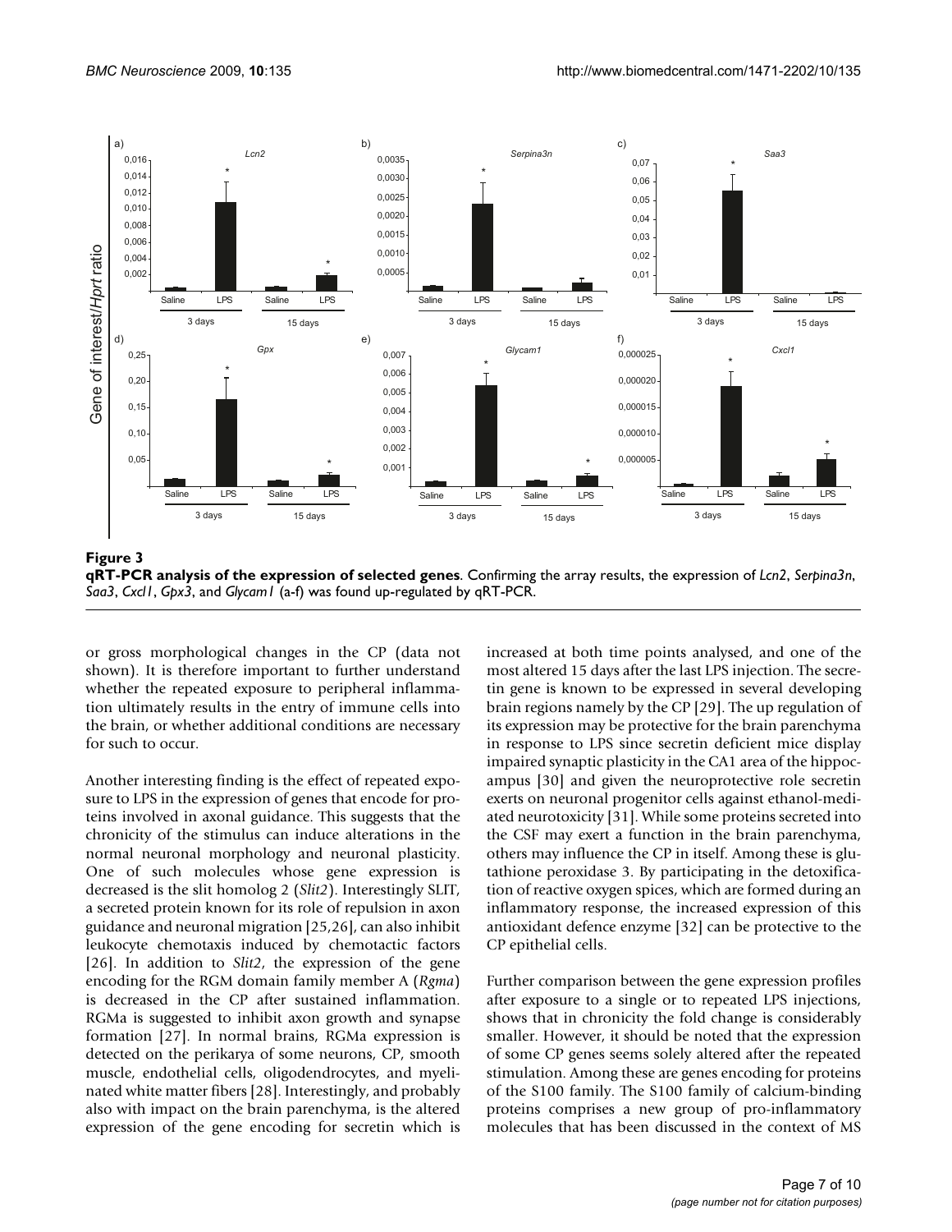**Figure 3**

**qRT-PCR analysis of the expression of selected genes**. Confirming the array results, the expression of *Lcn2*, *Serpina3n*, *Saa3*, *Cxcl1*, *Gpx3*, and *Glycam1* (a-f) was found up-regulated by qRT-PCR.

or gross morphological changes in the CP (data not shown). It is therefore important to further understand whether the repeated exposure to peripheral inflammation ultimately results in the entry of immune cells into the brain, or whether additional conditions are necessary for such to occur.

Another interesting finding is the effect of repeated exposure to LPS in the expression of genes that encode for proteins involved in axonal guidance. This suggests that the chronicity of the stimulus can induce alterations in the normal neuronal morphology and neuronal plasticity. One of such molecules whose gene expression is decreased is the slit homolog 2 (*Slit2*). Interestingly SLIT, a secreted protein known for its role of repulsion in axon guidance and neuronal migration [25,26], can also inhibit leukocyte chemotaxis induced by chemotactic factors [26]. In addition to *Slit2*, the expression of the gene encoding for the RGM domain family member A (*Rgma*) is decreased in the CP after sustained inflammation. RGMa is suggested to inhibit axon growth and synapse formation [27]. In normal brains, RGMa expression is detected on the perikarya of some neurons, CP, smooth muscle, endothelial cells, oligodendrocytes, and myelinated white matter fibers [28]. Interestingly, and probably also with impact on the brain parenchyma, is the altered expression of the gene encoding for secretin which is increased at both time points analysed, and one of the most altered 15 days after the last LPS injection. The secretin gene is known to be expressed in several developing brain regions namely by the CP [29]. The up regulation of its expression may be protective for the brain parenchyma in response to LPS since secretin deficient mice display impaired synaptic plasticity in the CA1 area of the hippocampus [30] and given the neuroprotective role secretin exerts on neuronal progenitor cells against ethanol-mediated neurotoxicity [31]. While some proteins secreted into the CSF may exert a function in the brain parenchyma, others may influence the CP in itself. Among these is glutathione peroxidase 3. By participating in the detoxification of reactive oxygen spices, which are formed during an inflammatory response, the increased expression of this antioxidant defence enzyme [32] can be protective to the CP epithelial cells.

Further comparison between the gene expression profiles after exposure to a single or to repeated LPS injections, shows that in chronicity the fold change is considerably smaller. However, it should be noted that the expression of some CP genes seems solely altered after the repeated stimulation. Among these are genes encoding for proteins of the S100 family. The S100 family of calcium-binding proteins comprises a new group of pro-inflammatory molecules that has been discussed in the context of MS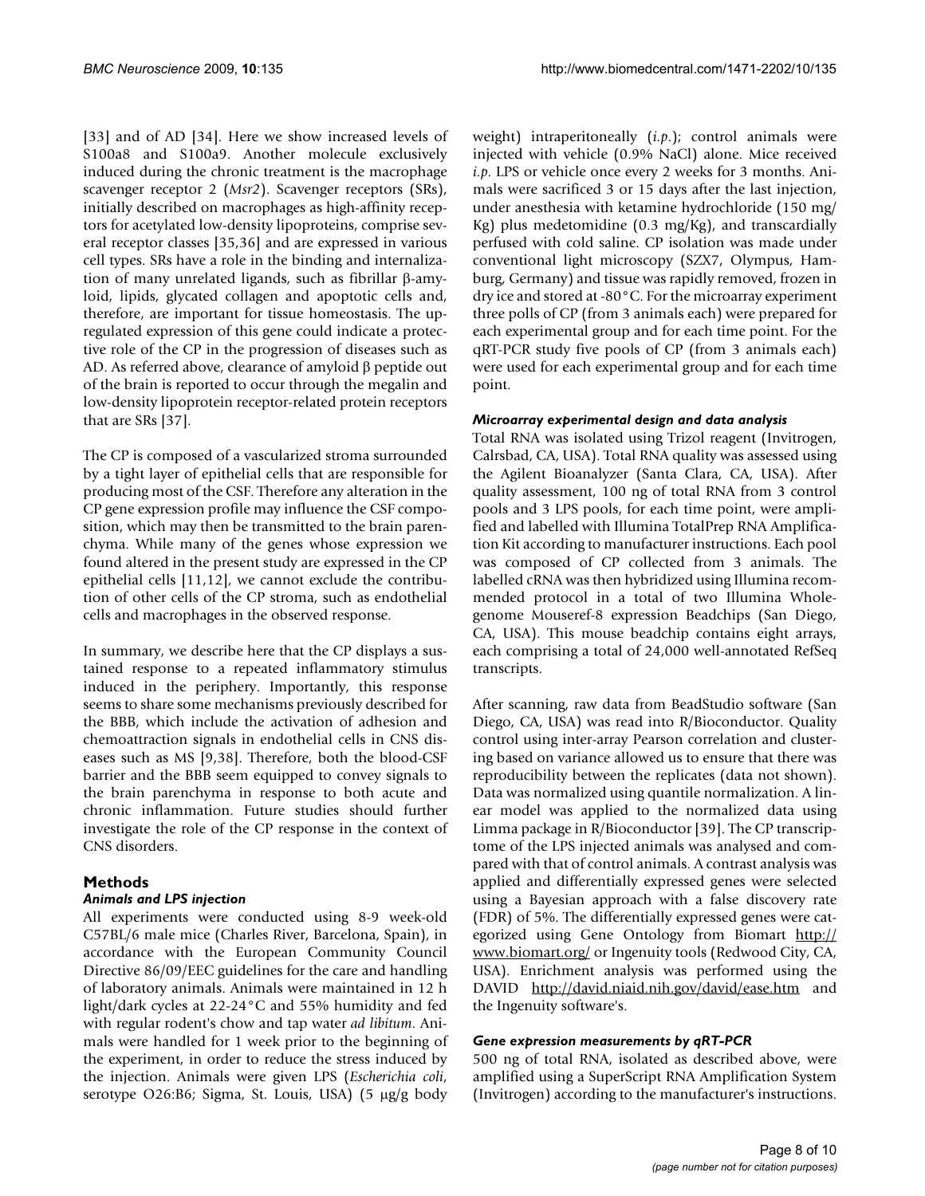[33] and of AD [34]. Here we show increased levels of S100a8 and S100a9. Another molecule exclusively induced during the chronic treatment is the macrophage scavenger receptor 2 (*Msr2*). Scavenger receptors (SRs), initially described on macrophages as high-affinity receptors for acetylated low-density lipoproteins, comprise several receptor classes [35,36] and are expressed in various cell types. SRs have a role in the binding and internalization of many unrelated ligands, such as fibrillar β-amyloid, lipids, glycated collagen and apoptotic cells and, therefore, are important for tissue homeostasis. The upregulated expression of this gene could indicate a protective role of the CP in the progression of diseases such as AD. As referred above, clearance of amyloid β peptide out of the brain is reported to occur through the megalin and low-density lipoprotein receptor-related protein receptors that are SRs [37].

The CP is composed of a vascularized stroma surrounded by a tight layer of epithelial cells that are responsible for producing most of the CSF. Therefore any alteration in the CP gene expression profile may influence the CSF composition, which may then be transmitted to the brain parenchyma. While many of the genes whose expression we found altered in the present study are expressed in the CP epithelial cells [11,12], we cannot exclude the contribution of other cells of the CP stroma, such as endothelial cells and macrophages in the observed response.

In summary, we describe here that the CP displays a sustained response to a repeated inflammatory stimulus induced in the periphery. Importantly, this response seems to share some mechanisms previously described for the BBB, which include the activation of adhesion and chemoattraction signals in endothelial cells in CNS diseases such as MS [9,38]. Therefore, both the blood-CSF barrier and the BBB seem equipped to convey signals to the brain parenchyma in response to both acute and chronic inflammation. Future studies should further investigate the role of the CP response in the context of CNS disorders.

## Methods

### *Animals and LPS injection*

All experiments were conducted using 8-9 week-old C57BL/6 male mice (Charles River, Barcelona, Spain), in accordance with the European Community Council Directive 86/09/EEC guidelines for the care and handling of laboratory animals. Animals were maintained in 12 h light/dark cycles at 22-24°C and 55% humidity and fed with regular rodent's chow and tap water *ad libitum*. Animals were handled for 1 week prior to the beginning of the experiment, in order to reduce the stress induced by the injection. Animals were given LPS (*Escherichia coli*, serotype O26:B6; Sigma, St. Louis, USA) (5 μg/g body weight) intraperitoneally (*i.p.*); control animals were injected with vehicle (0.9% NaCl) alone. Mice received *i.p.* LPS or vehicle once every 2 weeks for 3 months. Animals were sacrificed 3 or 15 days after the last injection, under anesthesia with ketamine hydrochloride (150 mg/Kg) plus medetomidine (0.3 mg/Kg), and transcardially perfused with cold saline. CP isolation was made under conventional light microscopy (SZX7, Olympus, Hamburg, Germany) and tissue was rapidly removed, frozen in dry ice and stored at -80°C. For the microarray experiment three polls of CP (from 3 animals each) were prepared for each experimental group and for each time point. For the qRT-PCR study five pools of CP (from 3 animals each) were used for each experimental group and for each time point.

### *Microarray experimental design and data analysis*

Total RNA was isolated using Trizol reagent (Invitrogen, Calrsbad, CA, USA). Total RNA quality was assessed using the Agilent Bioanalyzer (Santa Clara, CA, USA). After quality assessment, 100 ng of total RNA from 3 control pools and 3 LPS pools, for each time point, were amplified and labelled with Illumina TotalPrep RNA Amplification Kit according to manufacturer instructions. Each pool was composed of CP collected from 3 animals. The labelled cRNA was then hybridized using Illumina recommended protocol in a total of two Illumina Whole-genome Mouseref-8 expression Beadchips (San Diego, CA, USA). This mouse beadchip contains eight arrays, each comprising a total of 24,000 well-annotated RefSeq transcripts.

After scanning, raw data from BeadStudio software (San Diego, CA, USA) was read into R/Bioconductor. Quality control using inter-array Pearson correlation and clustering based on variance allowed us to ensure that there was reproducibility between the replicates (data not shown). Data was normalized using quantile normalization. A linear model was applied to the normalized data using Limma package in R/Bioconductor [39]. The CP transcriptome of the LPS injected animals was analysed and compared with that of control animals. A contrast analysis was applied and differentially expressed genes were selected using a Bayesian approach with a false discovery rate (FDR) of 5%. The differentially expressed genes were categorized using Gene Ontology from Biomart http://www.biomart.org/ or Ingenuity tools (Redwood City, CA, USA). Enrichment analysis was performed using the DAVID http://david.niaid.nih.gov/david/ease.htm and the Ingenuity software's.

### *Gene expression measurements by qRT-PCR*

500 ng of total RNA, isolated as described above, were amplified using a SuperScript RNA Amplification System (Invitrogen) according to the manufacturer's instructions.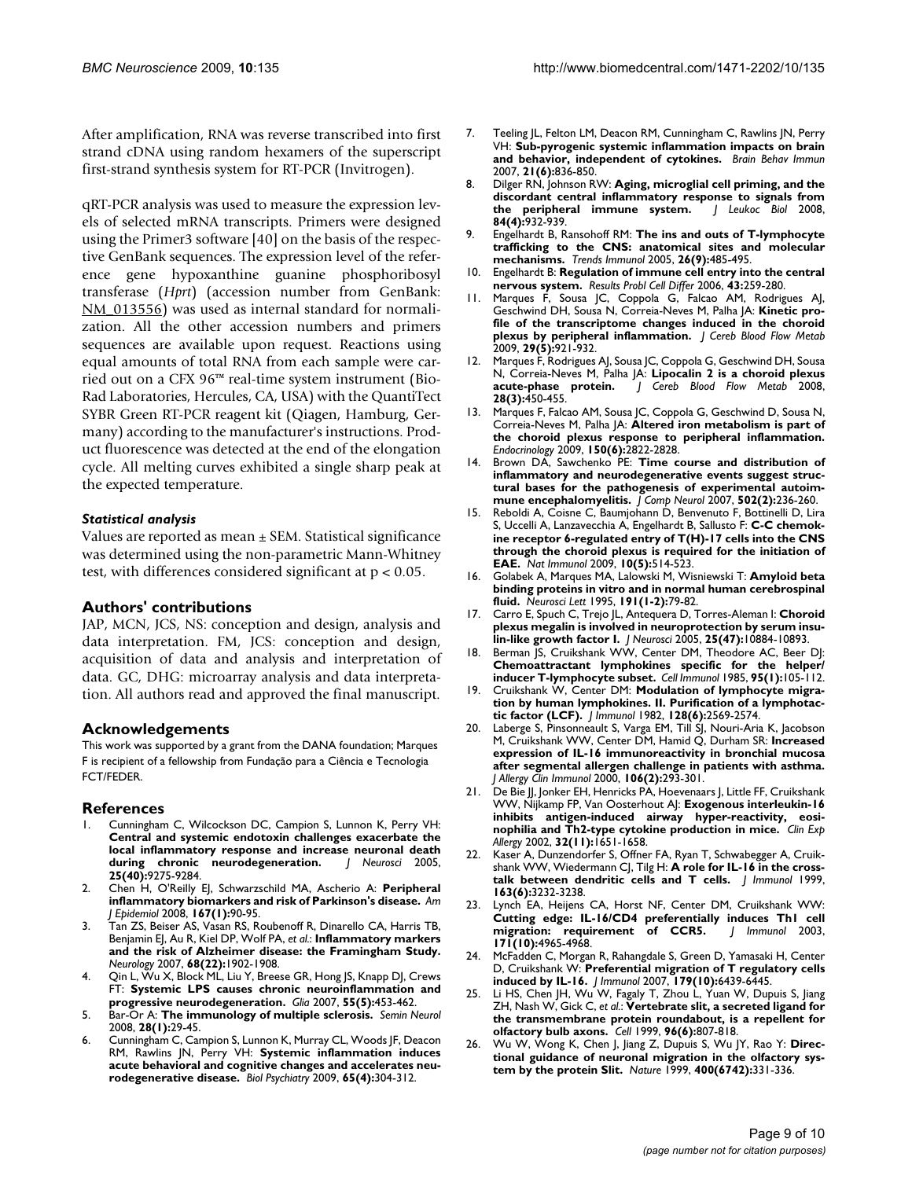After amplification, RNA was reverse transcribed into first strand cDNA using random hexamers of the superscript first-strand synthesis system for RT-PCR (Invitrogen).

qRT-PCR analysis was used to measure the expression levels of selected mRNA transcripts. Primers were designed using the Primer3 software [40] on the basis of the respective GenBank sequences. The expression level of the reference gene hypoxanthine guanine phosphoribosyl transferase (*Hprt*) (accession number from GenBank: NM_013556) was used as internal standard for normalization. All the other accession numbers and primers sequences are available upon request. Reactions using equal amounts of total RNA from each sample were carried out on a CFX 96™ real-time system instrument (Bio-Rad Laboratories, Hercules, CA, USA) with the QuantiTect SYBR Green RT-PCR reagent kit (Qiagen, Hamburg, Germany) according to the manufacturer's instructions. Product fluorescence was detected at the end of the elongation cycle. All melting curves exhibited a single sharp peak at the expected temperature.

#### *Statistical analysis*

Values are reported as mean ± SEM. Statistical significance was determined using the non-parametric Mann-Whitney test, with differences considered significant at $p < 0.05$.

## Authors' contributions

JAP, MCN, JCS, NS: conception and design, analysis and data interpretation. FM, JCS: conception and design, acquisition of data and analysis and interpretation of data. GC, DHG: microarray analysis and data interpretation. All authors read and approved the final manuscript.

## Acknowledgements

This work was supported by a grant from the DANA foundation; Marques F is recipient of a fellowship from Fundação para a Ciência e Tecnologia FCT/FEDER.

## References

1. Cunningham C, Wilcockson DC, Campion S, Lunnon K, Perry VH: **Central and systemic endotoxin challenges exacerbate the local inflammatory response and increase neuronal death during chronic neurodegeneration.** *J Neurosci* 2005, **25(40):**9275-9284.
2. Chen H, O'Reilly EJ, Schwarzschild MA, Ascherio A: **Peripheral inflammatory biomarkers and risk of Parkinson's disease.** *Am J Epidemiol* 2008, **167(1):**90-95.
3. Tan ZS, Beiser AS, Vasan RS, Roubenoff R, Dinarello CA, Harris TB, Benjamin EJ, Au R, Kiel DP, Wolf PA, *et al.*: **Inflammatory markers and the risk of Alzheimer disease: the Framingham Study.** *Neurology* 2007, **68(22):**1902-1908.
4. Qin L, Wu X, Block ML, Liu Y, Breese GR, Hong JS, Knapp DJ, Crews FT: **Systemic LPS causes chronic neuroinflammation and progressive neurodegeneration.** *Glia* 2007, **55(5):**453-462.
5. Bar-Or A: **The immunology of multiple sclerosis.** *Semin Neurol* 2008, **28(1):**29-45.
6. Cunningham C, Campion S, Lunnon K, Murray CL, Woods JF, Deacon RM, Rawlins JN, Perry VH: **Systemic inflammation induces acute behavioral and cognitive changes and accelerates neurodegenerative disease.** *Biol Psychiatry* 2009, **65(4):**304-312.
7. Teeling JL, Felton LM, Deacon RM, Cunningham C, Rawlins JN, Perry VH: **Sub-pyrogenic systemic inflammation impacts on brain and behavior, independent of cytokines.** *Brain Behav Immun* 2007, **21(6):**836-850.
8. Dilger RN, Johnson RW: **Aging, microglial cell priming, and the discordant central inflammatory response to signals from the peripheral immune system.** *J Leukoc Biol* 2008, **84(4):**932-939.
9. Engelhardt B, Ransohoff RM: **The ins and outs of T-lymphocyte trafficking to the CNS: anatomical sites and molecular mechanisms.** *Trends Immunol* 2005, **26(9):**485-495.
10. Engelhardt B: **Regulation of immune cell entry into the central nervous system.** *Results Probl Cell Differ* 2006, **43:**259-280.
11. Marques F, Sousa JC, Coppola G, Falcao AM, Rodrigues AJ, Geschwind DH, Sousa N, Correia-Neves M, Palha JA: **Kinetic profile of the transcriptome changes induced in the choroid plexus by peripheral inflammation.** *J Cereb Blood Flow Metab* 2009, **29(5):**921-932.
12. Marques F, Rodrigues AJ, Sousa JC, Coppola G, Geschwind DH, Sousa N, Correia-Neves M, Palha JA: **Lipocalin 2 is a choroid plexus acute-phase protein.** *J Cereb Blood Flow Metab* 2008, **28(3):**450-455.
13. Marques F, Falcao AM, Sousa JC, Coppola G, Geschwind D, Sousa N, Correia-Neves M, Palha JA: **Altered iron metabolism is part of the choroid plexus response to peripheral inflammation.** *Endocrinology* 2009, **150(6):**2822-2828.
14. Brown DA, Sawchenko PE: **Time course and distribution of inflammatory and neurodegenerative events suggest structural bases for the pathogenesis of experimental autoimmune encephalomyelitis.** *J Comp Neurol* 2007, **502(2):**236-260.
15. Reboldi A, Coisne C, Baumjohann D, Benvenuto F, Bottinelli D, Lira S, Uccelli A, Lanzavecchia A, Engelhardt B, Sallusto F: **C-C chemokine receptor 6-regulated entry of T(H)-17 cells into the CNS through the choroid plexus is required for the initiation of EAE.** *Nat Immunol* 2009, **10(5):**514-523.
16. Golabek A, Marques MA, Lalowski M, Wisniewski T: **Amyloid beta binding proteins in vitro and in normal human cerebrospinal fluid.** *Neurosci Lett* 1995, **191(1-2):**79-82.
17. Carro E, Spuch C, Trejo JL, Antequera D, Torres-Aleman I: **Choroid plexus megalin is involved in neuroprotection by serum insulin-like growth factor I.** *J Neurosci* 2005, **25(47):**10884-10893.
18. Berman JS, Cruikshank WW, Center DM, Theodore AC, Beer DJ: **Chemoattractant lymphokines specific for the helper/inducer T-lymphocyte subset.** *Cell Immunol* 1985, **95(1):**105-112.
19. Cruikshank W, Center DM: **Modulation of lymphocyte migration by human lymphokines. II. Purification of a lymphotactic factor (LCF).** *J Immunol* 1982, **128(6):**2569-2574.
20. Laberge S, Pinsonneault S, Varga EM, Till SJ, Nouri-Aria K, Jacobson M, Cruikshank WW, Center DM, Hamid Q, Durham SR: **Increased expression of IL-16 immunoreactivity in bronchial mucosa after segmental allergen challenge in patients with asthma.** *J Allergy Clin Immunol* 2000, **106(2):**293-301.
21. De Bie JJ, Jonker EH, Henricks PA, Hoevenaars J, Little FF, Cruikshank WW, Nijkamp FP, Van Oosterhout AJ: **Exogenous interleukin-16 inhibits antigen-induced airway hyper-reactivity, eosinophilia and Th2-type cytokine production in mice.** *Clin Exp Allergy* 2002, **32(11):**1651-1658.
22. Kaser A, Dunzendorfer S, Offner FA, Ryan T, Schwabegger A, Cruikshank WW, Wiedermann CJ, Tilg H: **A role for IL-16 in the cross-talk between dendritic cells and T cells.** *J Immunol* 1999, **163(6):**3232-3238.
23. Lynch EA, Heijens CA, Horst NF, Center DM, Cruikshank WW: **Cutting edge: IL-16/CD4 preferentially induces Th1 cell migration: requirement of CCR5.** *J Immunol* 2003, **171(10):**4965-4968.
24. McFadden C, Morgan R, Rahangdale S, Green D, Yamasaki H, Center D, Cruikshank W: **Preferential migration of T regulatory cells induced by IL-16.** *J Immunol* 2007, **179(10):**6439-6445.
25. Li HS, Chen JH, Wu W, Fagaly T, Zhou L, Yuan W, Dupuis S, Jiang ZH, Nash W, Gick C, *et al.*: **Vertebrate slit, a secreted ligand for the transmembrane protein roundabout, is a repellent for olfactory bulb axons.** *Cell* 1999, **96(6):**807-818.
26. Wu W, Wong K, Chen J, Jiang Z, Dupuis S, Wu JY, Rao Y: **Directional guidance of neuronal migration in the olfactory system by the protein Slit.** *Nature* 1999, **400(6742):**331-336.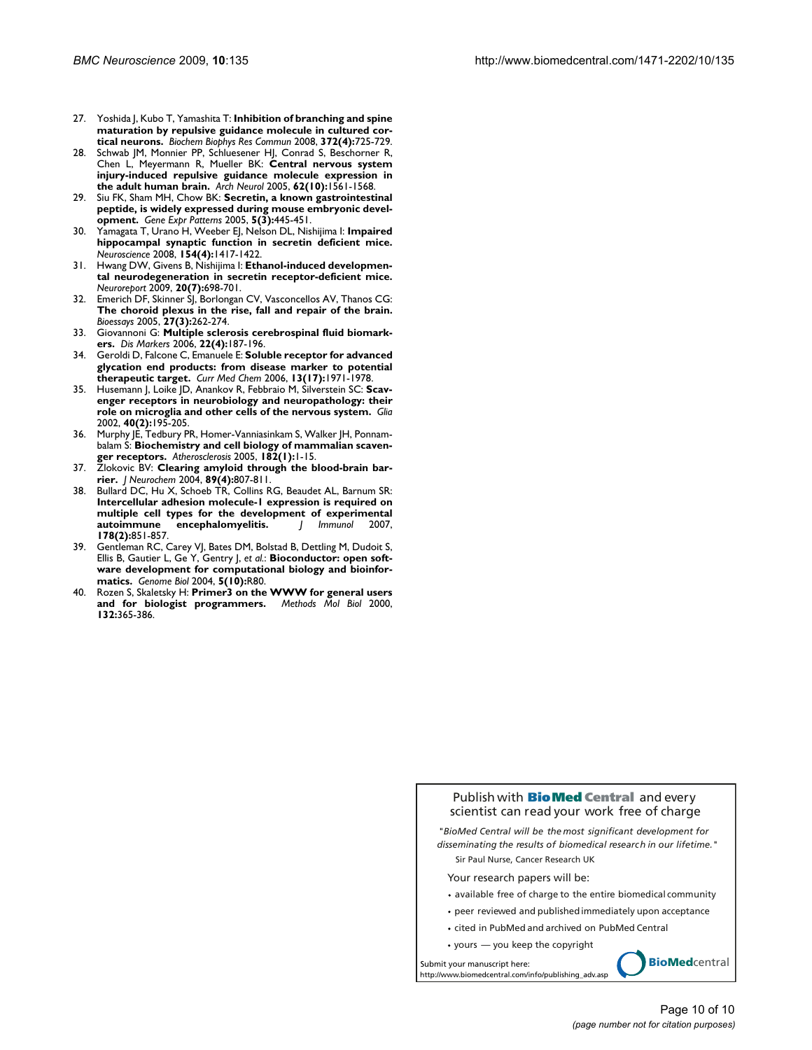27. Yoshida J, Kubo T, Yamashita T: **Inhibition of branching and spine maturation by repulsive guidance molecule in cultured cortical neurons.** *Biochem Biophys Res Commun* 2008, **372(4):**725-729.
28. Schwab JM, Monnier PP, Schluesener HJ, Conrad S, Beschorner R, Chen L, Meyermann R, Mueller BK: **Central nervous system injury-induced repulsive guidance molecule expression in the adult human brain.** *Arch Neurol* 2005, **62(10):**1561-1568.
29. Siu FK, Sham MH, Chow BK: **Secretin, a known gastrointestinal peptide, is widely expressed during mouse embryonic development.** *Gene Expr Patterns* 2005, **5(3):**445-451.
30. Yamagata T, Urano H, Weeber EJ, Nelson DL, Nishijima I: **Impaired hippocampal synaptic function in secretin deficient mice.** *Neuroscience* 2008, **154(4):**1417-1422.
31. Hwang DW, Givens B, Nishijima I: **Ethanol-induced developmental neurodegeneration in secretin receptor-deficient mice.** *Neuroreport* 2009, **20(7):**698-701.
32. Emerich DF, Skinner SJ, Borlongan CV, Vasconcellos AV, Thanos CG: **The choroid plexus in the rise, fall and repair of the brain.** *Bioessays* 2005, **27(3):**262-274.
33. Giovannoni G: **Multiple sclerosis cerebrospinal fluid biomarkers.** *Dis Markers* 2006, **22(4):**187-196.
34. Geroldi D, Falcone C, Emanuele E: **Soluble receptor for advanced glycation end products: from disease marker to potential therapeutic target.** *Curr Med Chem* 2006, **13(17):**1971-1978.
35. Husemann J, Loike JD, Anankov R, Febbraio M, Silverstein SC: **Scavenger receptors in neurobiology and neuropathology: their role on microglia and other cells of the nervous system.** *Glia* 2002, **40(2):**195-205.
36. Murphy JE, Tedbury PR, Homer-Vanniasinkam S, Walker JH, Ponnambalam S: **Biochemistry and cell biology of mammalian scavenger receptors.** *Atherosclerosis* 2005, **182(1):**1-15.
37. Zlokovic BV: **Clearing amyloid through the blood-brain barrier.** *J Neurochem* 2004, **89(4):**807-811.
38. Bullard DC, Hu X, Schoeb TR, Collins RG, Beaudet AL, Barnum SR: **Intercellular adhesion molecule-1 expression is required on multiple cell types for the development of experimental autoimmune encephalomyelitis.** *J Immunol* 2007, **178(2):**851-857.
39. Gentleman RC, Carey VJ, Bates DM, Bolstad B, Dettling M, Dudoit S, Ellis B, Gautier L, Ge Y, Gentry J, *et al.*: **Bioconductor: open software development for computational biology and bioinformatics.** *Genome Biol* 2004, **5(10):**R80.
40. Rozen S, Skaletsky H: **Primer3 on the WWW for general users and for biologist programmers.** *Methods Mol Biol* 2000, **132:**365-386.

Publish with **BioMed Central** and every scientist can read your work free of charge

*"BioMed Central will be the most significant development for disseminating the results of biomedical research in our lifetime."*

Sir Paul Nurse, Cancer Research UK

Your research papers will be:

- available free of charge to the entire biomedical community
- peer reviewed and published immediately upon acceptance
- cited in PubMed and archived on PubMed Central
- yours — you keep the copyright

Submit your manuscript here:
http://www.biomedcentral.com/info/publishing_adv.asp

**BioMed**central